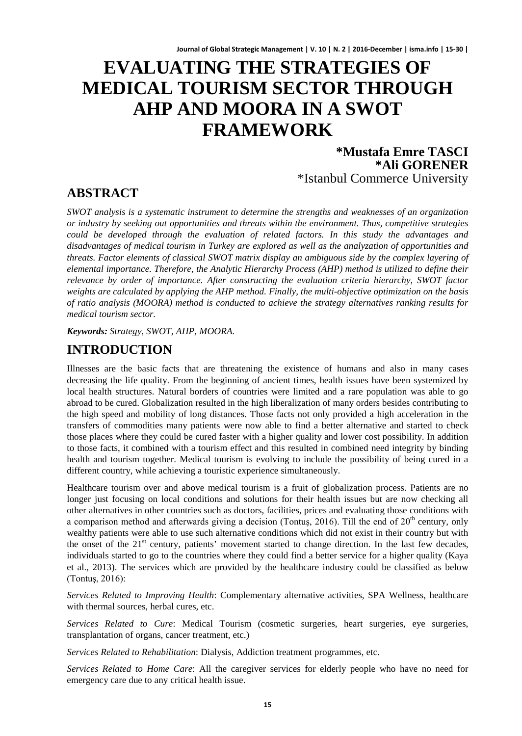# EVALUATING THE STRATEGIES OF MEDICAL TOURISM SECTOR THROUGH AHP AND MOORA IN A SWOT FRAMEWORK

**\*Mustafa Emre TASCI**
**\*Ali GORENER**
\*Istanbul Commerce University

## ABSTRACT

*SWOT analysis is a systematic instrument to determine the strengths and weaknesses of an organization or industry by seeking out opportunities and threats within the environment. Thus, competitive strategies could be developed through the evaluation of related factors. In this study the advantages and disadvantages of medical tourism in Turkey are explored as well as the analyzation of opportunities and threats. Factor elements of classical SWOT matrix display an ambiguous side by the complex layering of elemental importance. Therefore, the Analytic Hierarchy Process (AHP) method is utilized to define their relevance by order of importance. After constructing the evaluation criteria hierarchy, SWOT factor weights are calculated by applying the AHP method. Finally, the multi-objective optimization on the basis of ratio analysis (MOORA) method is conducted to achieve the strategy alternatives ranking results for medical tourism sector.*

***Keywords:*** *Strategy, SWOT, AHP, MOORA.*

## INTRODUCTION

Illnesses are the basic facts that are threatening the existence of humans and also in many cases decreasing the life quality. From the beginning of ancient times, health issues have been systemized by local health structures. Natural borders of countries were limited and a rare population was able to go abroad to be cured. Globalization resulted in the high liberalization of many orders besides contributing to the high speed and mobility of long distances. Those facts not only provided a high acceleration in the transfers of commodities many patients were now able to find a better alternative and started to check those places where they could be cured faster with a higher quality and lower cost possibility. In addition to those facts, it combined with a tourism effect and this resulted in combined need integrity by binding health and tourism together. Medical tourism is evolving to include the possibility of being cured in a different country, while achieving a touristic experience simultaneously.

Healthcare tourism over and above medical tourism is a fruit of globalization process. Patients are no longer just focusing on local conditions and solutions for their health issues but are now checking all other alternatives in other countries such as doctors, facilities, prices and evaluating those conditions with a comparison method and afterwards giving a decision (Tontuş, 2016). Till the end of 20th century, only wealthy patients were able to use such alternative conditions which did not exist in their country but with the onset of the 21st century, patients' movement started to change direction. In the last few decades, individuals started to go to the countries where they could find a better service for a higher quality (Kaya et al., 2013). The services which are provided by the healthcare industry could be classified as below (Tontuş, 2016):

*Services Related to Improving Health*: Complementary alternative activities, SPA Wellness, healthcare with thermal sources, herbal cures, etc.

*Services Related to Cure*: Medical Tourism (cosmetic surgeries, heart surgeries, eye surgeries, transplantation of organs, cancer treatment, etc.)

*Services Related to Rehabilitation*: Dialysis, Addiction treatment programmes, etc.

*Services Related to Home Care*: All the caregiver services for elderly people who have no need for emergency care due to any critical health issue.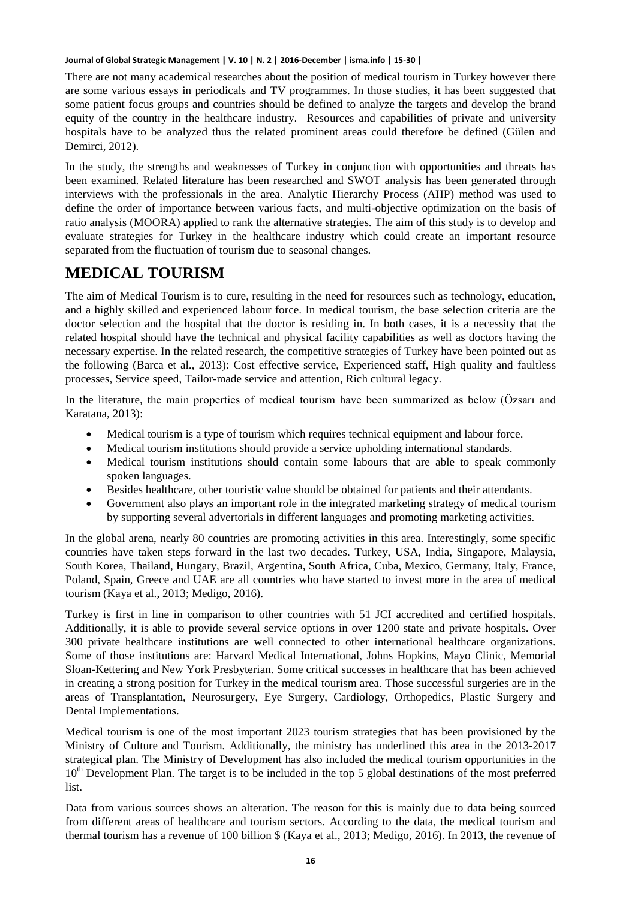There are not many academical researches about the position of medical tourism in Turkey however there are some various essays in periodicals and TV programmes. In those studies, it has been suggested that some patient focus groups and countries should be defined to analyze the targets and develop the brand equity of the country in the healthcare industry. Resources and capabilities of private and university hospitals have to be analyzed thus the related prominent areas could therefore be defined (Gülen and Demirci, 2012).

In the study, the strengths and weaknesses of Turkey in conjunction with opportunities and threats has been examined. Related literature has been researched and SWOT analysis has been generated through interviews with the professionals in the area. Analytic Hierarchy Process (AHP) method was used to define the order of importance between various facts, and multi-objective optimization on the basis of ratio analysis (MOORA) applied to rank the alternative strategies. The aim of this study is to develop and evaluate strategies for Turkey in the healthcare industry which could create an important resource separated from the fluctuation of tourism due to seasonal changes.

# MEDICAL TOURISM

The aim of Medical Tourism is to cure, resulting in the need for resources such as technology, education, and a highly skilled and experienced labour force. In medical tourism, the base selection criteria are the doctor selection and the hospital that the doctor is residing in. In both cases, it is a necessity that the related hospital should have the technical and physical facility capabilities as well as doctors having the necessary expertise. In the related research, the competitive strategies of Turkey have been pointed out as the following (Barca et al., 2013): Cost effective service, Experienced staff, High quality and faultless processes, Service speed, Tailor-made service and attention, Rich cultural legacy.

In the literature, the main properties of medical tourism have been summarized as below (Özsarı and Karatana, 2013):

- Medical tourism is a type of tourism which requires technical equipment and labour force.
- Medical tourism institutions should provide a service upholding international standards.
- Medical tourism institutions should contain some labours that are able to speak commonly spoken languages.
- Besides healthcare, other touristic value should be obtained for patients and their attendants.
- Government also plays an important role in the integrated marketing strategy of medical tourism by supporting several advertorials in different languages and promoting marketing activities.

In the global arena, nearly 80 countries are promoting activities in this area. Interestingly, some specific countries have taken steps forward in the last two decades. Turkey, USA, India, Singapore, Malaysia, South Korea, Thailand, Hungary, Brazil, Argentina, South Africa, Cuba, Mexico, Germany, Italy, France, Poland, Spain, Greece and UAE are all countries who have started to invest more in the area of medical tourism (Kaya et al., 2013; Medigo, 2016).

Turkey is first in line in comparison to other countries with 51 JCI accredited and certified hospitals. Additionally, it is able to provide several service options in over 1200 state and private hospitals. Over 300 private healthcare institutions are well connected to other international healthcare organizations. Some of those institutions are: Harvard Medical International, Johns Hopkins, Mayo Clinic, Memorial Sloan-Kettering and New York Presbyterian. Some critical successes in healthcare that has been achieved in creating a strong position for Turkey in the medical tourism area. Those successful surgeries are in the areas of Transplantation, Neurosurgery, Eye Surgery, Cardiology, Orthopedics, Plastic Surgery and Dental Implementations.

Medical tourism is one of the most important 2023 tourism strategies that has been provisioned by the Ministry of Culture and Tourism. Additionally, the ministry has underlined this area in the 2013-2017 strategical plan. The Ministry of Development has also included the medical tourism opportunities in the 10th Development Plan. The target is to be included in the top 5 global destinations of the most preferred list.

Data from various sources shows an alteration. The reason for this is mainly due to data being sourced from different areas of healthcare and tourism sectors. According to the data, the medical tourism and thermal tourism has a revenue of 100 billion $ (Kaya et al., 2013; Medigo, 2016). In 2013, the revenue of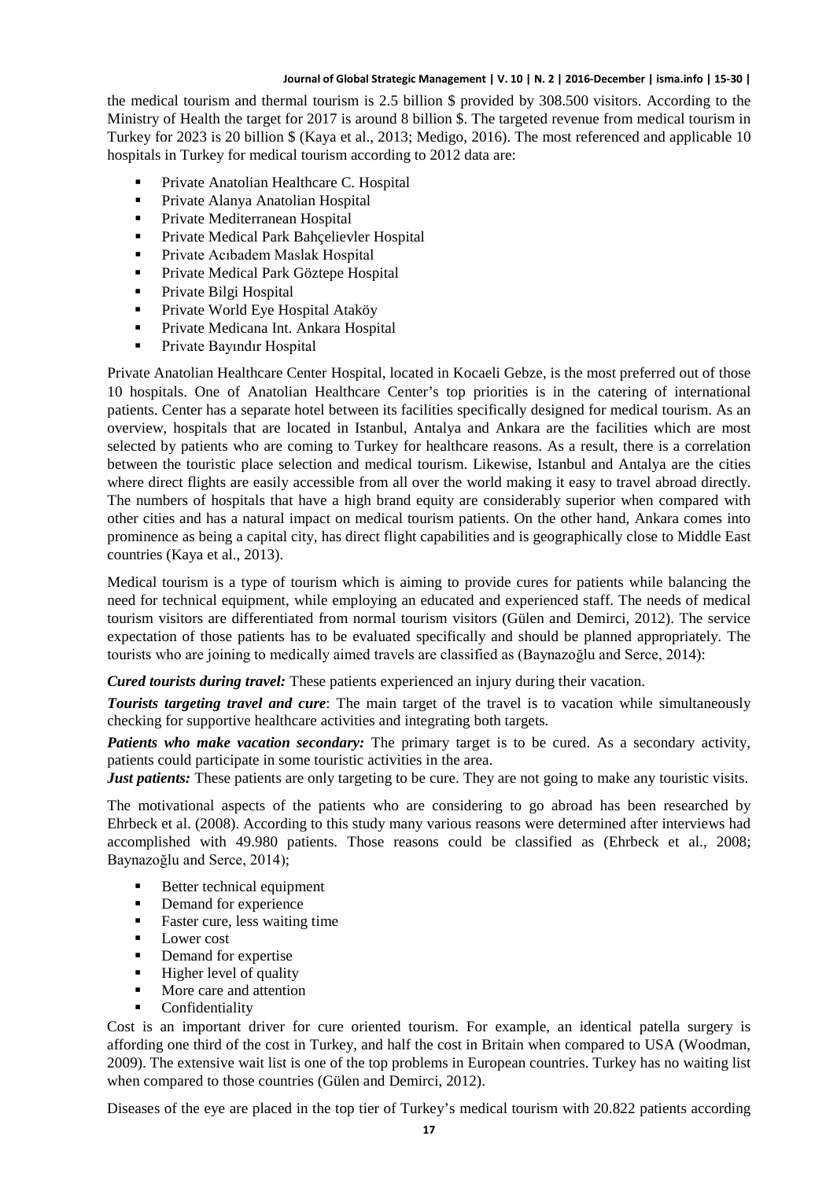the medical tourism and thermal tourism is 2.5 billion $ provided by 308.500 visitors. According to the Ministry of Health the target for 2017 is around 8 billion $. The targeted revenue from medical tourism in Turkey for 2023 is 20 billion $ (Kaya et al., 2013; Medigo, 2016). The most referenced and applicable 10 hospitals in Turkey for medical tourism according to 2012 data are:

- Private Anatolian Healthcare C. Hospital
- Private Alanya Anatolian Hospital
- Private Mediterranean Hospital
- Private Medical Park Bahçelievler Hospital
- Private Acıbadem Maslak Hospital
- Private Medical Park Göztepe Hospital
- Private Bilgi Hospital
- Private World Eye Hospital Ataköy
- Private Medicana Int. Ankara Hospital
- Private Bayındır Hospital

Private Anatolian Healthcare Center Hospital, located in Kocaeli Gebze, is the most preferred out of those 10 hospitals. One of Anatolian Healthcare Center's top priorities is in the catering of international patients. Center has a separate hotel between its facilities specifically designed for medical tourism. As an overview, hospitals that are located in Istanbul, Antalya and Ankara are the facilities which are most selected by patients who are coming to Turkey for healthcare reasons. As a result, there is a correlation between the touristic place selection and medical tourism. Likewise, Istanbul and Antalya are the cities where direct flights are easily accessible from all over the world making it easy to travel abroad directly. The numbers of hospitals that have a high brand equity are considerably superior when compared with other cities and has a natural impact on medical tourism patients. On the other hand, Ankara comes into prominence as being a capital city, has direct flight capabilities and is geographically close to Middle East countries (Kaya et al., 2013).

Medical tourism is a type of tourism which is aiming to provide cures for patients while balancing the need for technical equipment, while employing an educated and experienced staff. The needs of medical tourism visitors are differentiated from normal tourism visitors (Gülen and Demirci, 2012). The service expectation of those patients has to be evaluated specifically and should be planned appropriately. The tourists who are joining to medically aimed travels are classified as (Baynazoğlu and Serce, 2014):

***Cured tourists during travel:*** These patients experienced an injury during their vacation.

***Tourists targeting travel and cure***: The main target of the travel is to vacation while simultaneously checking for supportive healthcare activities and integrating both targets.

***Patients who make vacation secondary:*** The primary target is to be cured. As a secondary activity, patients could participate in some touristic activities in the area.

***Just patients:*** These patients are only targeting to be cure. They are not going to make any touristic visits.

The motivational aspects of the patients who are considering to go abroad has been researched by Ehrbeck et al. (2008). According to this study many various reasons were determined after interviews had accomplished with 49.980 patients. Those reasons could be classified as (Ehrbeck et al., 2008; Baynazoğlu and Serce, 2014);

- Better technical equipment
- Demand for experience
- Faster cure, less waiting time
- Lower cost
- Demand for expertise
- Higher level of quality
- More care and attention
- Confidentiality

Cost is an important driver for cure oriented tourism. For example, an identical patella surgery is affording one third of the cost in Turkey, and half the cost in Britain when compared to USA (Woodman, 2009). The extensive wait list is one of the top problems in European countries. Turkey has no waiting list when compared to those countries (Gülen and Demirci, 2012).

Diseases of the eye are placed in the top tier of Turkey's medical tourism with 20.822 patients according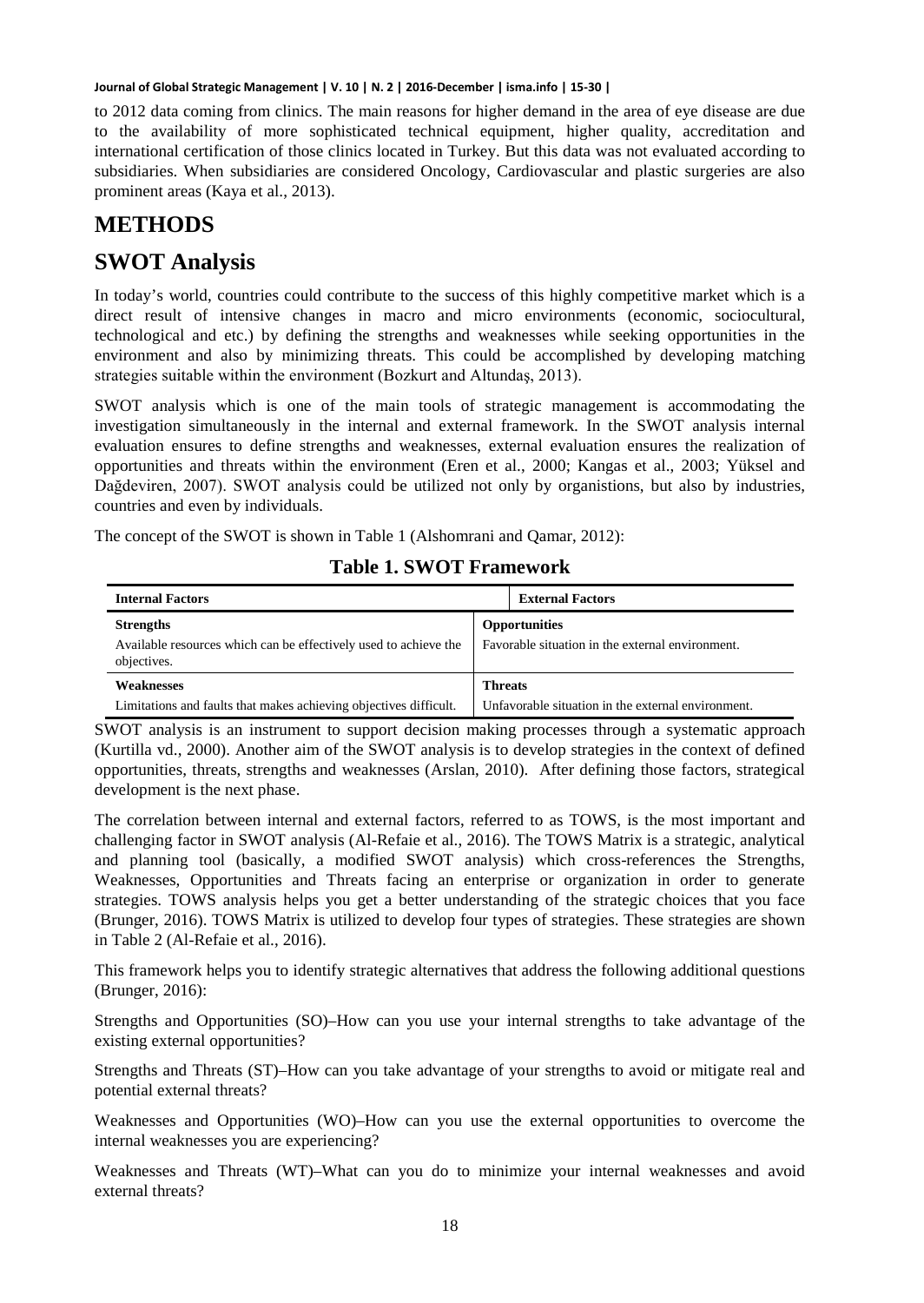to 2012 data coming from clinics. The main reasons for higher demand in the area of eye disease are due to the availability of more sophisticated technical equipment, higher quality, accreditation and international certification of those clinics located in Turkey. But this data was not evaluated according to subsidiaries. When subsidiaries are considered Oncology, Cardiovascular and plastic surgeries are also prominent areas (Kaya et al., 2013).

# METHODS

## SWOT Analysis

In today's world, countries could contribute to the success of this highly competitive market which is a direct result of intensive changes in macro and micro environments (economic, sociocultural, technological and etc.) by defining the strengths and weaknesses while seeking opportunities in the environment and also by minimizing threats. This could be accomplished by developing matching strategies suitable within the environment (Bozkurt and Altundaş, 2013).

SWOT analysis which is one of the main tools of strategic management is accommodating the investigation simultaneously in the internal and external framework. In the SWOT analysis internal evaluation ensures to define strengths and weaknesses, external evaluation ensures the realization of opportunities and threats within the environment (Eren et al., 2000; Kangas et al., 2003; Yüksel and Dağdeviren, 2007). SWOT analysis could be utilized not only by organistions, but also by industries, countries and even by individuals.

The concept of the SWOT is shown in Table 1 (Alshomrani and Qamar, 2012):

**Table 1. SWOT Framework**

| Internal Factors | External Factors |
|---|---|
| **Strengths**<br>Available resources which can be effectively used to achieve the objectives. | **Opportunities**<br>Favorable situation in the external environment. |
| **Weaknesses**<br>Limitations and faults that makes achieving objectives difficult. | **Threats**<br>Unfavorable situation in the external environment. |

SWOT analysis is an instrument to support decision making processes through a systematic approach (Kurtilla vd., 2000). Another aim of the SWOT analysis is to develop strategies in the context of defined opportunities, threats, strengths and weaknesses (Arslan, 2010). After defining those factors, strategical development is the next phase.

The correlation between internal and external factors, referred to as TOWS, is the most important and challenging factor in SWOT analysis (Al-Refaie et al., 2016). The TOWS Matrix is a strategic, analytical and planning tool (basically, a modified SWOT analysis) which cross-references the Strengths, Weaknesses, Opportunities and Threats facing an enterprise or organization in order to generate strategies. TOWS analysis helps you get a better understanding of the strategic choices that you face (Brunger, 2016). TOWS Matrix is utilized to develop four types of strategies. These strategies are shown in Table 2 (Al-Refaie et al., 2016).

This framework helps you to identify strategic alternatives that address the following additional questions (Brunger, 2016):

Strengths and Opportunities (SO)–How can you use your internal strengths to take advantage of the existing external opportunities?

Strengths and Threats (ST)–How can you take advantage of your strengths to avoid or mitigate real and potential external threats?

Weaknesses and Opportunities (WO)–How can you use the external opportunities to overcome the internal weaknesses you are experiencing?

Weaknesses and Threats (WT)–What can you do to minimize your internal weaknesses and avoid external threats?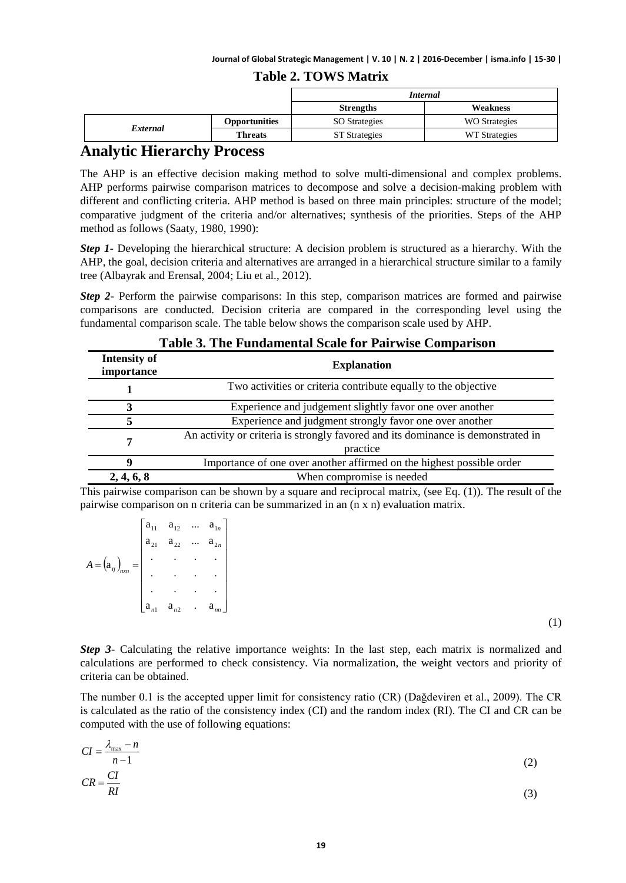**Table 2. TOWS Matrix**

| | | *Internal* | |
|---|---|---|---|
| | | **Strengths** | **Weakness** |
| *External* | **Opportunities** | SO Strategies | WO Strategies |
| | **Threats** | ST Strategies | WT Strategies |

# Analytic Hierarchy Process

The AHP is an effective decision making method to solve multi-dimensional and complex problems. AHP performs pairwise comparison matrices to decompose and solve a decision-making problem with different and conflicting criteria. AHP method is based on three main principles: structure of the model; comparative judgment of the criteria and/or alternatives; synthesis of the priorities. Steps of the AHP method as follows (Saaty, 1980, 1990):

***Step 1-*** Developing the hierarchical structure: A decision problem is structured as a hierarchy. With the AHP, the goal, decision criteria and alternatives are arranged in a hierarchical structure similar to a family tree (Albayrak and Erensal, 2004; Liu et al., 2012).

***Step 2-*** Perform the pairwise comparisons: In this step, comparison matrices are formed and pairwise comparisons are conducted. Decision criteria are compared in the corresponding level using the fundamental comparison scale. The table below shows the comparison scale used by AHP.

**Table 3. The Fundamental Scale for Pairwise Comparison**

| Intensity of importance | Explanation |
|---|---|
| **1** | Two activities or criteria contribute equally to the objective |
| **3** | Experience and judgement slightly favor one over another |
| **5** | Experience and judgment strongly favor one over another |
| **7** | An activity or criteria is strongly favored and its dominance is demonstrated in practice |
| **9** | Importance of one over another affirmed on the highest possible order |
| **2, 4, 6, 8** | When compromise is needed |

This pairwise comparison can be shown by a square and reciprocal matrix, (see Eq. (1)). The result of the pairwise comparison on n criteria can be summarized in an (n x n) evaluation matrix.

$$A = \left(a_{ij}\right)_{nxn} = \begin{bmatrix} a_{11} & a_{12} & \dots & a_{1n} \\ a_{21} & a_{22} & \dots & a_{2n} \\ . & . & . & . \\ . & . & . & . \\ . & . & . & . \\ a_{n1} & a_{n2} & . & a_{nn} \end{bmatrix} \tag{1}$$

***Step 3***- Calculating the relative importance weights: In the last step, each matrix is normalized and calculations are performed to check consistency. Via normalization, the weight vectors and priority of criteria can be obtained.

The number 0.1 is the accepted upper limit for consistency ratio (CR) (Dağdeviren et al., 2009). The CR is calculated as the ratio of the consistency index (CI) and the random index (RI). The CI and CR can be computed with the use of following equations:

$$CI = \frac{\lambda_{\max} - n}{n-1} \tag{2}$$

$$CR = \frac{CI}{RI} \tag{3}$$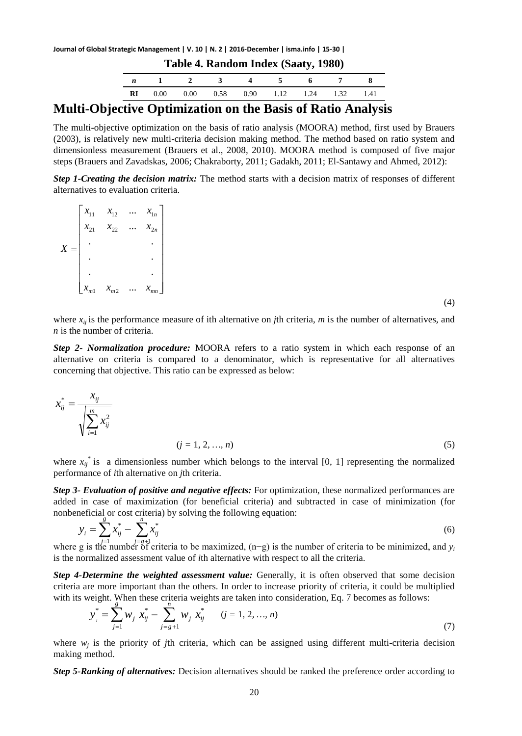**Table 4. Random Index (Saaty, 1980)**

| *n* | 1 | 2 | 3 | 4 | 5 | 6 | 7 | 8 |
|---|---|---|---|---|---|---|---|---|
| **RI** | 0.00 | 0.00 | 0.58 | 0.90 | 1.12 | 1.24 | 1.32 | 1.41 |

## Multi-Objective Optimization on the Basis of Ratio Analysis

The multi-objective optimization on the basis of ratio analysis (MOORA) method, first used by Brauers (2003), is relatively new multi-criteria decision making method. The method based on ratio system and dimensionless measurement (Brauers et al., 2008, 2010). MOORA method is composed of five major steps (Brauers and Zavadskas, 2006; Chakraborty, 2011; Gadakh, 2011; El-Santawy and Ahmed, 2012):

***Step 1-Creating the decision matrix:*** The method starts with a decision matrix of responses of different alternatives to evaluation criteria.

$$X = \begin{bmatrix} x_{11} & x_{12} & \dots & x_{1n} \\ x_{21} & x_{22} & \dots & x_{2n} \\ . & & & . \\ . & & & . \\ . & & & . \\ x_{m1} & x_{m2} & \dots & x_{mn} \end{bmatrix} \tag{4}$$

where $x_{ij}$ is the performance measure of ith alternative on *j*th criteria, *m* is the number of alternatives, and *n* is the number of criteria.

***Step 2- Normalization procedure:*** MOORA refers to a ratio system in which each response of an alternative on criteria is compared to a denominator, which is representative for all alternatives concerning that objective. This ratio can be expressed as below:

$$x_{ij}^{*} = \frac{x_{ij}}{\sqrt{\sum_{i=1}^{m} x_{ij}^{2}}} \qquad (j = 1, 2, \dots, n) \tag{5}$$

where $x_{ij}^{*}$ is a dimensionless number which belongs to the interval [0, 1] representing the normalized performance of *i*th alternative on *j*th criteria.

***Step 3- Evaluation of positive and negative effects:*** For optimization, these normalized performances are added in case of maximization (for beneficial criteria) and subtracted in case of minimization (for nonbeneficial or cost criteria) by solving the following equation:

$$y_i = \sum_{j=1}^{g} x_{ij}^{*} - \sum_{j=g+1}^{n} x_{ij}^{*} \tag{6}$$

where g is the number of criteria to be maximized, (n−g) is the number of criteria to be minimized, and $y_i$ is the normalized assessment value of *i*th alternative with respect to all the criteria.

***Step 4-Determine the weighted assessment value:*** Generally, it is often observed that some decision criteria are more important than the others. In order to increase priority of criteria, it could be multiplied with its weight. When these criteria weights are taken into consideration, Eq. 7 becomes as follows:

$$y_i^{*} = \sum_{j=1}^{g} w_j \, x_{ij}^{*} - \sum_{j=g+1}^{n} w_j \, x_{ij}^{*} \qquad (j = 1, 2, \dots, n) \tag{7}$$

where $w_j$ is the priority of *j*th criteria, which can be assigned using different multi-criteria decision making method.

***Step 5-Ranking of alternatives:*** Decision alternatives should be ranked the preference order according to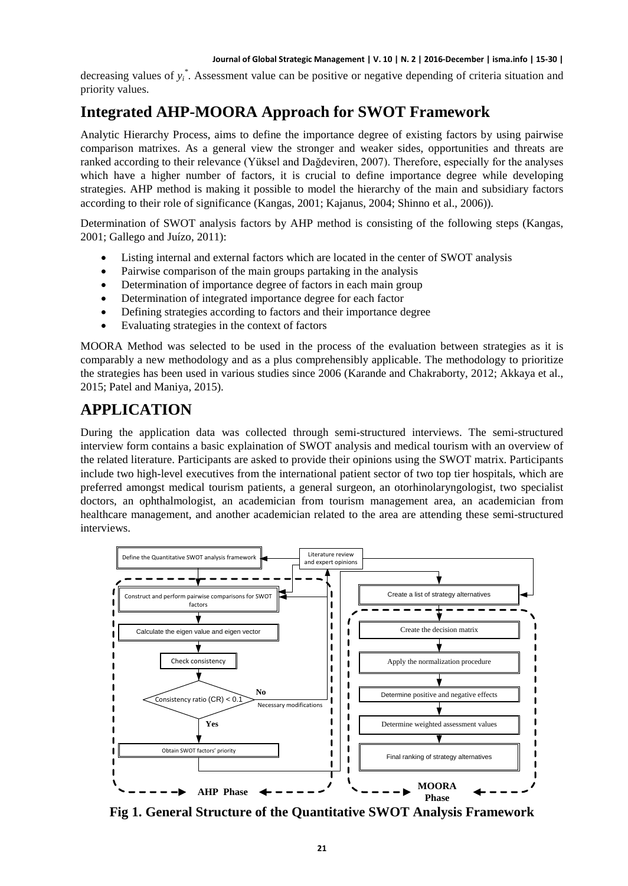decreasing values of $y_i^*$. Assessment value can be positive or negative depending of criteria situation and priority values.

## Integrated AHP-MOORA Approach for SWOT Framework

Analytic Hierarchy Process, aims to define the importance degree of existing factors by using pairwise comparison matrixes. As a general view the stronger and weaker sides, opportunities and threats are ranked according to their relevance (Yüksel and Dağdeviren, 2007). Therefore, especially for the analyses which have a higher number of factors, it is crucial to define importance degree while developing strategies. AHP method is making it possible to model the hierarchy of the main and subsidiary factors according to their role of significance (Kangas, 2001; Kajanus, 2004; Shinno et al., 2006)).

Determination of SWOT analysis factors by AHP method is consisting of the following steps (Kangas, 2001; Gallego and Juízo, 2011):

- Listing internal and external factors which are located in the center of SWOT analysis
- Pairwise comparison of the main groups partaking in the analysis
- Determination of importance degree of factors in each main group
- Determination of integrated importance degree for each factor
- Defining strategies according to factors and their importance degree
- Evaluating strategies in the context of factors

MOORA Method was selected to be used in the process of the evaluation between strategies as it is comparably a new methodology and as a plus comprehensibly applicable. The methodology to prioritize the strategies has been used in various studies since 2006 (Karande and Chakraborty, 2012; Akkaya et al., 2015; Patel and Maniya, 2015).

# APPLICATION

During the application data was collected through semi-structured interviews. The semi-structured interview form contains a basic explaination of SWOT analysis and medical tourism with an overview of the related literature. Participants are asked to provide their opinions using the SWOT matrix. Participants include two high-level executives from the international patient sector of two top tier hospitals, which are preferred amongst medical tourism patients, a general surgeon, an otorhinolaryngologist, two specialist doctors, an ophthalmologist, an academician from tourism management area, an academician from healthcare management, and another academician related to the area are attending these semi-structured interviews.

Define the Quantitative SWOT analysis framework

Literature review and expert opinions

Construct and perform pairwise comparisons for SWOT factors

Calculate the eigen value and eigen vector

Check consistency

Consistency ratio (CR) < 0.1

No — Necessary modifications

Yes

Obtain SWOT factors' priority

AHP Phase

Create a list of strategy alternatives

Create the decision matrix

Apply the normalization procedure

Determine positive and negative effects

Determine weighted assessment values

Final ranking of strategy alternatives

MOORA Phase

**Fig 1. General Structure of the Quantitative SWOT Analysis Framework**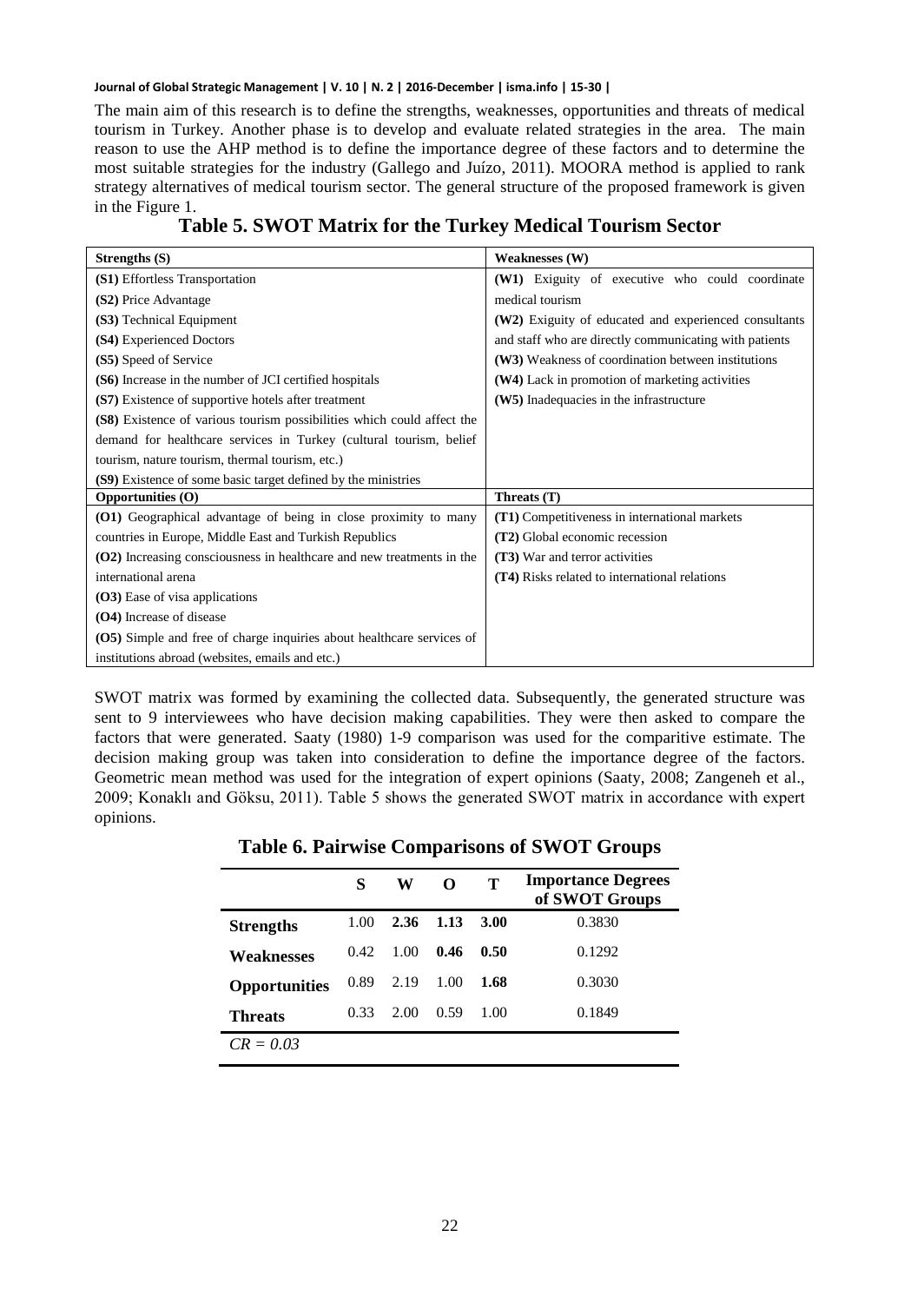The main aim of this research is to define the strengths, weaknesses, opportunities and threats of medical tourism in Turkey. Another phase is to develop and evaluate related strategies in the area. The main reason to use the AHP method is to define the importance degree of these factors and to determine the most suitable strategies for the industry (Gallego and Juízo, 2011). MOORA method is applied to rank strategy alternatives of medical tourism sector. The general structure of the proposed framework is given in the Figure 1.

**Table 5. SWOT Matrix for the Turkey Medical Tourism Sector**

| Strengths (S) | Weaknesses (W) |
|---|---|
| **(S1)** Effortless Transportation<br>**(S2)** Price Advantage<br>**(S3)** Technical Equipment<br>**(S4)** Experienced Doctors<br>**(S5)** Speed of Service<br>**(S6)** Increase in the number of JCI certified hospitals<br>**(S7)** Existence of supportive hotels after treatment<br>**(S8)** Existence of various tourism possibilities which could affect the demand for healthcare services in Turkey (cultural tourism, belief tourism, nature tourism, thermal tourism, etc.)<br>**(S9)** Existence of some basic target defined by the ministries | **(W1)** Exiguity of executive who could coordinate medical tourism<br>**(W2)** Exiguity of educated and experienced consultants and staff who are directly communicating with patients<br>**(W3)** Weakness of coordination between institutions<br>**(W4)** Lack in promotion of marketing activities<br>**(W5)** Inadequacies in the infrastructure |
| **Opportunities (O)** | **Threats (T)** |
| **(O1)** Geographical advantage of being in close proximity to many countries in Europe, Middle East and Turkish Republics<br>**(O2)** Increasing consciousness in healthcare and new treatments in the international arena<br>**(O3)** Ease of visa applications<br>**(O4)** Increase of disease<br>**(O5)** Simple and free of charge inquiries about healthcare services of institutions abroad (websites, emails and etc.) | **(T1)** Competitiveness in international markets<br>**(T2)** Global economic recession<br>**(T3)** War and terror activities<br>**(T4)** Risks related to international relations |

SWOT matrix was formed by examining the collected data. Subsequently, the generated structure was sent to 9 interviewees who have decision making capabilities. They were then asked to compare the factors that were generated. Saaty (1980) 1-9 comparison was used for the comparitive estimate. The decision making group was taken into consideration to define the importance degree of the factors. Geometric mean method was used for the integration of expert opinions (Saaty, 2008; Zangeneh et al., 2009; Konaklı and Göksu, 2011). Table 5 shows the generated SWOT matrix in accordance with expert opinions.

**Table 6. Pairwise Comparisons of SWOT Groups**

| | S | W | O | T | Importance Degrees of SWOT Groups |
|---|---|---|---|---|---|
| **Strengths** | 1.00 | **2.36** | **1.13** | **3.00** | 0.3830 |
| **Weaknesses** | 0.42 | 1.00 | **0.46** | **0.50** | 0.1292 |
| **Opportunities** | 0.89 | 2.19 | 1.00 | **1.68** | 0.3030 |
| **Threats** | 0.33 | 2.00 | 0.59 | 1.00 | 0.1849 |
| *CR = 0.03* | | | | | |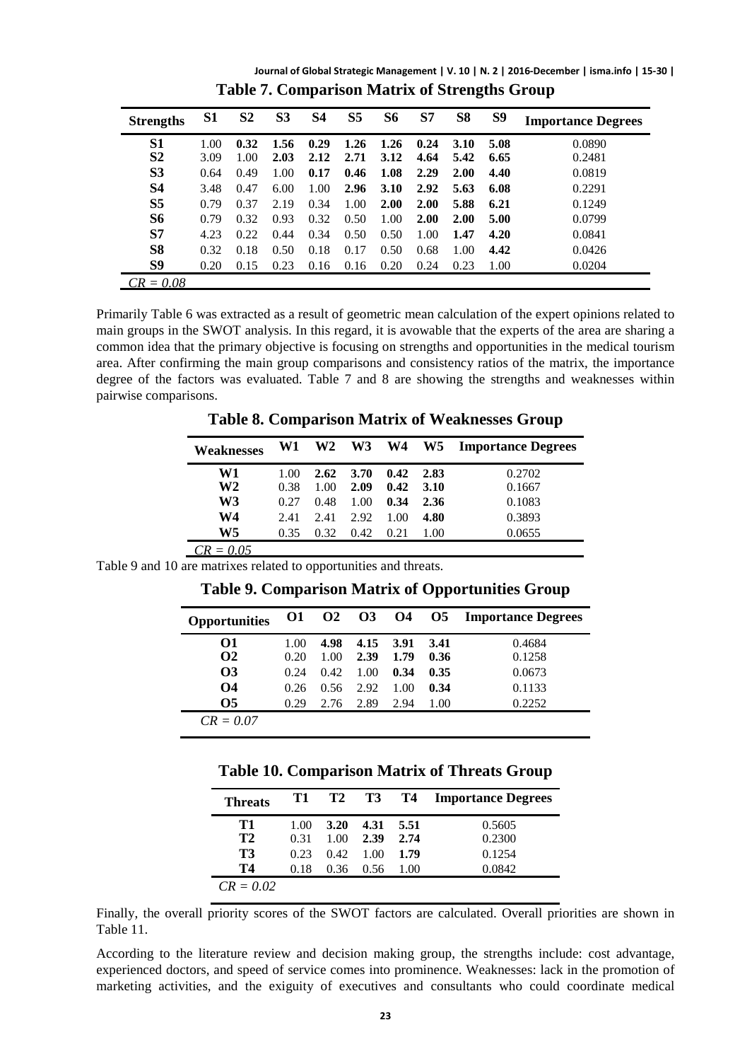**Table 7. Comparison Matrix of Strengths Group**

| Strengths | S1 | S2 | S3 | S4 | S5 | S6 | S7 | S8 | S9 | Importance Degrees |
|---|---|---|---|---|---|---|---|---|---|---|
| S1 | 1.00 | **0.32** | **1.56** | **0.29** | **1.26** | **1.26** | **0.24** | **3.10** | **5.08** | 0.0890 |
| S2 | 3.09 | 1.00 | **2.03** | **2.12** | **2.71** | **3.12** | **4.64** | **5.42** | **6.65** | 0.2481 |
| S3 | 0.64 | 0.49 | 1.00 | **0.17** | **0.46** | **1.08** | **2.29** | **2.00** | **4.40** | 0.0819 |
| S4 | 3.48 | 0.47 | 6.00 | 1.00 | **2.96** | **3.10** | **2.92** | **5.63** | **6.08** | 0.2291 |
| S5 | 0.79 | 0.37 | 2.19 | 0.34 | 1.00 | **2.00** | **2.00** | **5.88** | **6.21** | 0.1249 |
| S6 | 0.79 | 0.32 | 0.93 | 0.32 | 0.50 | 1.00 | **2.00** | **2.00** | **5.00** | 0.0799 |
| S7 | 4.23 | 0.22 | 0.44 | 0.34 | 0.50 | 0.50 | 1.00 | **1.47** | **4.20** | 0.0841 |
| S8 | 0.32 | 0.18 | 0.50 | 0.18 | 0.17 | 0.50 | 0.68 | 1.00 | **4.42** | 0.0426 |
| S9 | 0.20 | 0.15 | 0.23 | 0.16 | 0.16 | 0.20 | 0.24 | 0.23 | 1.00 | 0.0204 |
| *CR = 0.08* | | | | | | | | | | |

Primarily Table 6 was extracted as a result of geometric mean calculation of the expert opinions related to main groups in the SWOT analysis. In this regard, it is avowable that the experts of the area are sharing a common idea that the primary objective is focusing on strengths and opportunities in the medical tourism area. After confirming the main group comparisons and consistency ratios of the matrix, the importance degree of the factors was evaluated. Table 7 and 8 are showing the strengths and weaknesses within pairwise comparisons.

**Table 8. Comparison Matrix of Weaknesses Group**

| Weaknesses | W1 | W2 | W3 | W4 | W5 | Importance Degrees |
|---|---|---|---|---|---|---|
| W1 | 1.00 | **2.62** | **3.70** | **0.42** | **2.83** | 0.2702 |
| W2 | 0.38 | 1.00 | **2.09** | **0.42** | **3.10** | 0.1667 |
| W3 | 0.27 | 0.48 | 1.00 | **0.34** | **2.36** | 0.1083 |
| W4 | 2.41 | 2.41 | 2.92 | 1.00 | **4.80** | 0.3893 |
| W5 | 0.35 | 0.32 | 0.42 | 0.21 | 1.00 | 0.0655 |
| *CR = 0.05* | | | | | | |

Table 9 and 10 are matrixes related to opportunities and threats.

**Table 9. Comparison Matrix of Opportunities Group**

| Opportunities | O1 | O2 | O3 | O4 | O5 | Importance Degrees |
|---|---|---|---|---|---|---|
| O1 | 1.00 | **4.98** | **4.15** | **3.91** | **3.41** | 0.4684 |
| O2 | 0.20 | 1.00 | **2.39** | **1.79** | **0.36** | 0.1258 |
| O3 | 0.24 | 0.42 | 1.00 | **0.34** | **0.35** | 0.0673 |
| O4 | 0.26 | 0.56 | 2.92 | 1.00 | **0.34** | 0.1133 |
| O5 | 0.29 | 2.76 | 2.89 | 2.94 | 1.00 | 0.2252 |
| *CR = 0.07* | | | | | | |

**Table 10. Comparison Matrix of Threats Group**

| Threats | T1 | T2 | T3 | T4 | Importance Degrees |
|---|---|---|---|---|---|
| T1 | 1.00 | **3.20** | **4.31** | **5.51** | 0.5605 |
| T2 | 0.31 | 1.00 | **2.39** | **2.74** | 0.2300 |
| T3 | 0.23 | 0.42 | 1.00 | **1.79** | 0.1254 |
| T4 | 0.18 | 0.36 | 0.56 | 1.00 | 0.0842 |
| *CR = 0.02* | | | | | |

Finally, the overall priority scores of the SWOT factors are calculated. Overall priorities are shown in Table 11.

According to the literature review and decision making group, the strengths include: cost advantage, experienced doctors, and speed of service comes into prominence. Weaknesses: lack in the promotion of marketing activities, and the exiguity of executives and consultants who could coordinate medical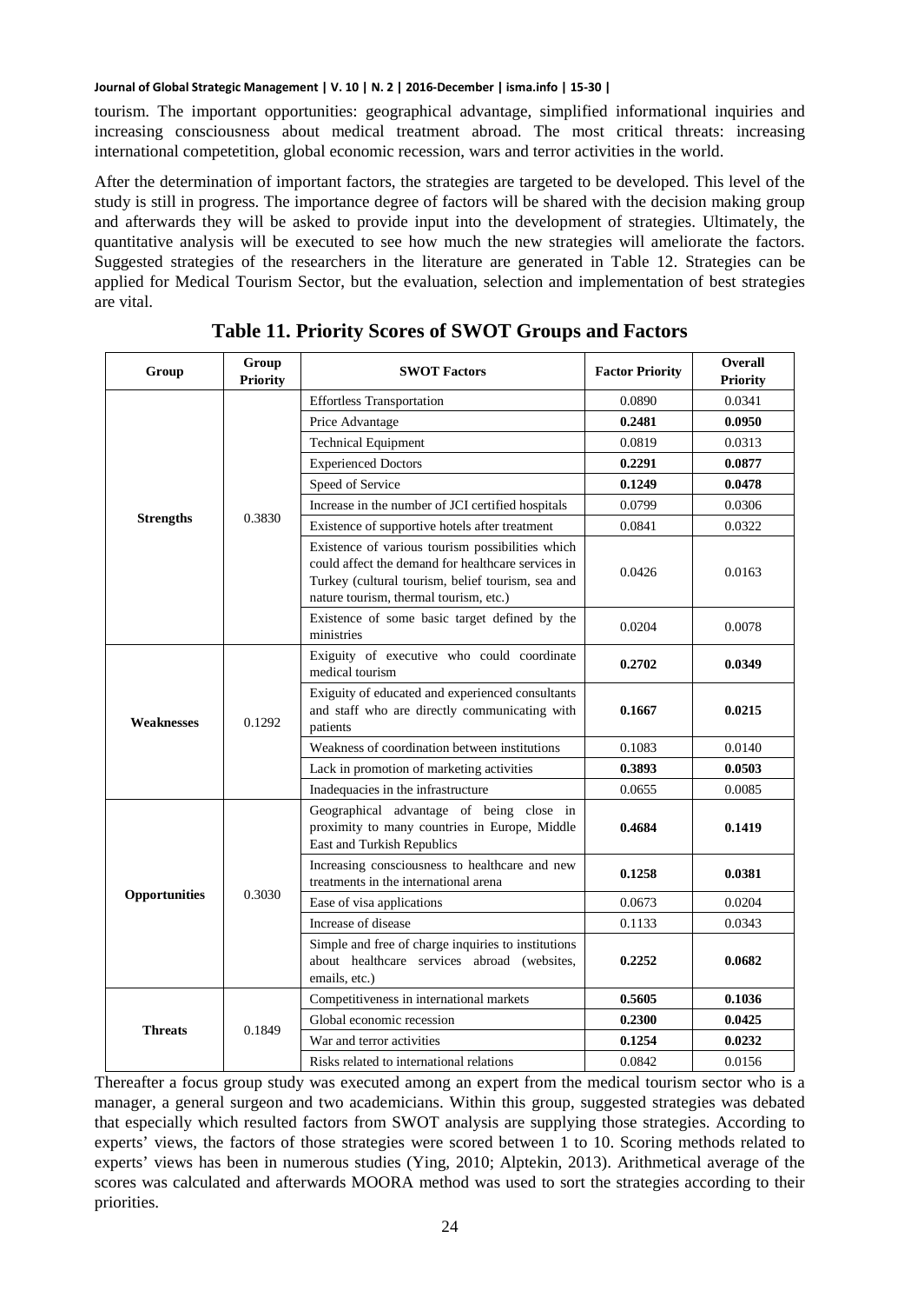tourism. The important opportunities: geographical advantage, simplified informational inquiries and increasing consciousness about medical treatment abroad. The most critical threats: increasing international competetition, global economic recession, wars and terror activities in the world.

After the determination of important factors, the strategies are targeted to be developed. This level of the study is still in progress. The importance degree of factors will be shared with the decision making group and afterwards they will be asked to provide input into the development of strategies. Ultimately, the quantitative analysis will be executed to see how much the new strategies will ameliorate the factors. Suggested strategies of the researchers in the literature are generated in Table 12. Strategies can be applied for Medical Tourism Sector, but the evaluation, selection and implementation of best strategies are vital.

**Table 11. Priority Scores of SWOT Groups and Factors**

| Group | Group Priority | SWOT Factors | Factor Priority | Overall Priority |
|---|---|---|---|---|
| Strengths | 0.3830 | Effortless Transportation | 0.0890 | 0.0341 |
| | | Price Advantage | **0.2481** | **0.0950** |
| | | Technical Equipment | 0.0819 | 0.0313 |
| | | Experienced Doctors | **0.2291** | **0.0877** |
| | | Speed of Service | **0.1249** | **0.0478** |
| | | Increase in the number of JCI certified hospitals | 0.0799 | 0.0306 |
| | | Existence of supportive hotels after treatment | 0.0841 | 0.0322 |
| | | Existence of various tourism possibilities which could affect the demand for healthcare services in Turkey (cultural tourism, belief tourism, sea and nature tourism, thermal tourism, etc.) | 0.0426 | 0.0163 |
| | | Existence of some basic target defined by the ministries | 0.0204 | 0.0078 |
| Weaknesses | 0.1292 | Exiguity of executive who could coordinate medical tourism | **0.2702** | **0.0349** |
| | | Exiguity of educated and experienced consultants and staff who are directly communicating with patients | **0.1667** | **0.0215** |
| | | Weakness of coordination between institutions | 0.1083 | 0.0140 |
| | | Lack in promotion of marketing activities | **0.3893** | **0.0503** |
| | | Inadequacies in the infrastructure | 0.0655 | 0.0085 |
| Opportunities | 0.3030 | Geographical advantage of being close in proximity to many countries in Europe, Middle East and Turkish Republics | **0.4684** | **0.1419** |
| | | Increasing consciousness to healthcare and new treatments in the international arena | **0.1258** | **0.0381** |
| | | Ease of visa applications | 0.0673 | 0.0204 |
| | | Increase of disease | 0.1133 | 0.0343 |
| | | Simple and free of charge inquiries to institutions about healthcare services abroad (websites, emails, etc.) | **0.2252** | **0.0682** |
| Threats | 0.1849 | Competitiveness in international markets | **0.5605** | **0.1036** |
| | | Global economic recession | **0.2300** | **0.0425** |
| | | War and terror activities | **0.1254** | **0.0232** |
| | | Risks related to international relations | 0.0842 | 0.0156 |

Thereafter a focus group study was executed among an expert from the medical tourism sector who is a manager, a general surgeon and two academicians. Within this group, suggested strategies was debated that especially which resulted factors from SWOT analysis are supplying those strategies. According to experts' views, the factors of those strategies were scored between 1 to 10. Scoring methods related to experts' views has been in numerous studies (Ying, 2010; Alptekin, 2013). Arithmetical average of the scores was calculated and afterwards MOORA method was used to sort the strategies according to their priorities.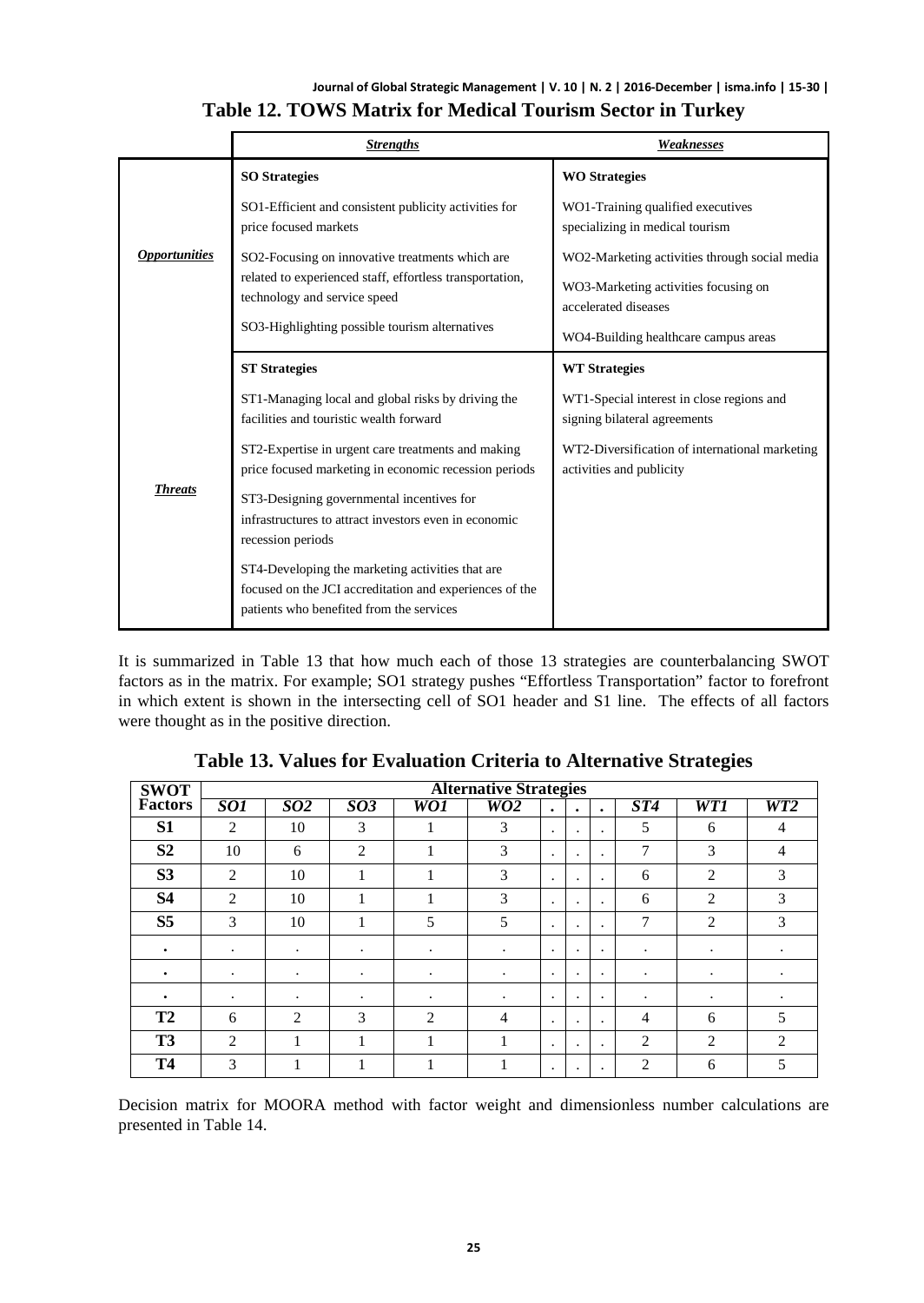## Table 12. TOWS Matrix for Medical Tourism Sector in Turkey

| | ***Strengths*** | ***Weaknesses*** |
|---|---|---|
| ***Opportunities*** | **SO Strategies**<br><br>SO1-Efficient and consistent publicity activities for price focused markets<br><br>SO2-Focusing on innovative treatments which are related to experienced staff, effortless transportation, technology and service speed<br><br>SO3-Highlighting possible tourism alternatives | **WO Strategies**<br><br>WO1-Training qualified executives specializing in medical tourism<br><br>WO2-Marketing activities through social media<br><br>WO3-Marketing activities focusing on accelerated diseases<br><br>WO4-Building healthcare campus areas |
| ***Threats*** | **ST Strategies**<br><br>ST1-Managing local and global risks by driving the facilities and touristic wealth forward<br><br>ST2-Expertise in urgent care treatments and making price focused marketing in economic recession periods<br><br>ST3-Designing governmental incentives for infrastructures to attract investors even in economic recession periods<br><br>ST4-Developing the marketing activities that are focused on the JCI accreditation and experiences of the patients who benefited from the services | **WT Strategies**<br><br>WT1-Special interest in close regions and signing bilateral agreements<br><br>WT2-Diversification of international marketing activities and publicity |

It is summarized in Table 13 that how much each of those 13 strategies are counterbalancing SWOT factors as in the matrix. For example; SO1 strategy pushes "Effortless Transportation" factor to forefront in which extent is shown in the intersecting cell of SO1 header and S1 line. The effects of all factors were thought as in the positive direction.

## Table 13. Values for Evaluation Criteria to Alternative Strategies

| SWOT Factors | Alternative Strategies | | | | | | | | | | |
|---|---|---|---|---|---|---|---|---|---|---|---|
| | *SO1* | *SO2* | *SO3* | *WO1* | *WO2* | **.** | **.** | **.** | *ST4* | *WT1* | *WT2* |
| **S1** | 2 | 10 | 3 | 1 | 3 | . | . | . | 5 | 6 | 4 |
| **S2** | 10 | 6 | 2 | 1 | 3 | . | . | . | 7 | 3 | 4 |
| **S3** | 2 | 10 | 1 | 1 | 3 | . | . | . | 6 | 2 | 3 |
| **S4** | 2 | 10 | 1 | 1 | 3 | . | . | . | 6 | 2 | 3 |
| **S5** | 3 | 10 | 1 | 5 | 5 | . | . | . | 7 | 2 | 3 |
| **.** | . | . | . | . | . | . | . | . | . | . | . |
| **.** | . | . | . | . | . | . | . | . | . | . | . |
| **.** | . | . | . | . | . | . | . | . | . | . | . |
| **T2** | 6 | 2 | 3 | 2 | 4 | . | . | . | 4 | 6 | 5 |
| **T3** | 2 | 1 | 1 | 1 | 1 | . | . | . | 2 | 2 | 2 |
| **T4** | 3 | 1 | 1 | 1 | 1 | . | . | . | 2 | 6 | 5 |

Decision matrix for MOORA method with factor weight and dimensionless number calculations are presented in Table 14.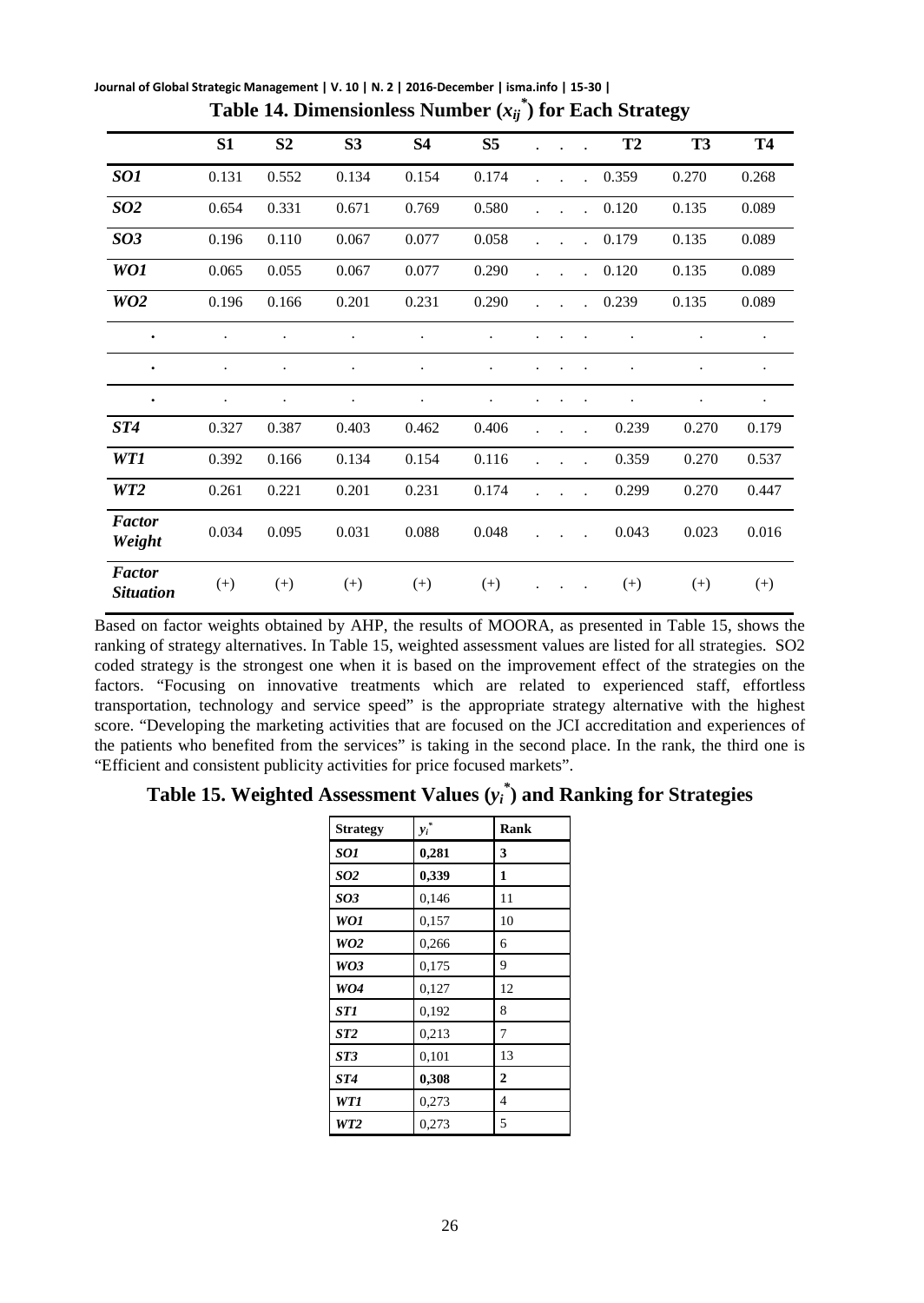**Table 14. Dimensionless Number ($x_{ij}^*$) for Each Strategy**

| | S1 | S2 | S3 | S4 | S5 | . . . | T2 | T3 | T4 |
|---|---|---|---|---|---|---|---|---|---|
| ***SO1*** | 0.131 | 0.552 | 0.134 | 0.154 | 0.174 | . . . | 0.359 | 0.270 | 0.268 |
| ***SO2*** | 0.654 | 0.331 | 0.671 | 0.769 | 0.580 | . . . | 0.120 | 0.135 | 0.089 |
| ***SO3*** | 0.196 | 0.110 | 0.067 | 0.077 | 0.058 | . . . | 0.179 | 0.135 | 0.089 |
| ***WO1*** | 0.065 | 0.055 | 0.067 | 0.077 | 0.290 | . . . | 0.120 | 0.135 | 0.089 |
| ***WO2*** | 0.196 | 0.166 | 0.201 | 0.231 | 0.290 | . . . | 0.239 | 0.135 | 0.089 |
| **.** | . | . | . | . | . | . . . | . | . | . |
| **.** | . | . | . | . | . | . . . | . | . | . |
| **.** | . | . | . | . | . | . . . | . | . | . |
| ***ST4*** | 0.327 | 0.387 | 0.403 | 0.462 | 0.406 | . . . | 0.239 | 0.270 | 0.179 |
| ***WT1*** | 0.392 | 0.166 | 0.134 | 0.154 | 0.116 | . . . | 0.359 | 0.270 | 0.537 |
| ***WT2*** | 0.261 | 0.221 | 0.201 | 0.231 | 0.174 | . . . | 0.299 | 0.270 | 0.447 |
| ***Factor Weight*** | 0.034 | 0.095 | 0.031 | 0.088 | 0.048 | . . . | 0.043 | 0.023 | 0.016 |
| ***Factor Situation*** | (+) | (+) | (+) | (+) | (+) | . . . | (+) | (+) | (+) |

Based on factor weights obtained by AHP, the results of MOORA, as presented in Table 15, shows the ranking of strategy alternatives. In Table 15, weighted assessment values are listed for all strategies. SO2 coded strategy is the strongest one when it is based on the improvement effect of the strategies on the factors. "Focusing on innovative treatments which are related to experienced staff, effortless transportation, technology and service speed" is the appropriate strategy alternative with the highest score. "Developing the marketing activities that are focused on the JCI accreditation and experiences of the patients who benefited from the services" is taking in the second place. In the rank, the third one is "Efficient and consistent publicity activities for price focused markets".

**Table 15. Weighted Assessment Values ($y_i^*$) and Ranking for Strategies**

| **Strategy** | $y_i^*$ | **Rank** |
|---|---|---|
| ***SO1*** | **0,281** | **3** |
| ***SO2*** | **0,339** | **1** |
| ***SO3*** | 0,146 | 11 |
| ***WO1*** | 0,157 | 10 |
| ***WO2*** | 0,266 | 6 |
| ***WO3*** | 0,175 | 9 |
| ***WO4*** | 0,127 | 12 |
| ***ST1*** | 0,192 | 8 |
| ***ST2*** | 0,213 | 7 |
| ***ST3*** | 0,101 | 13 |
| ***ST4*** | **0,308** | **2** |
| ***WT1*** | 0,273 | 4 |
| ***WT2*** | 0,273 | 5 |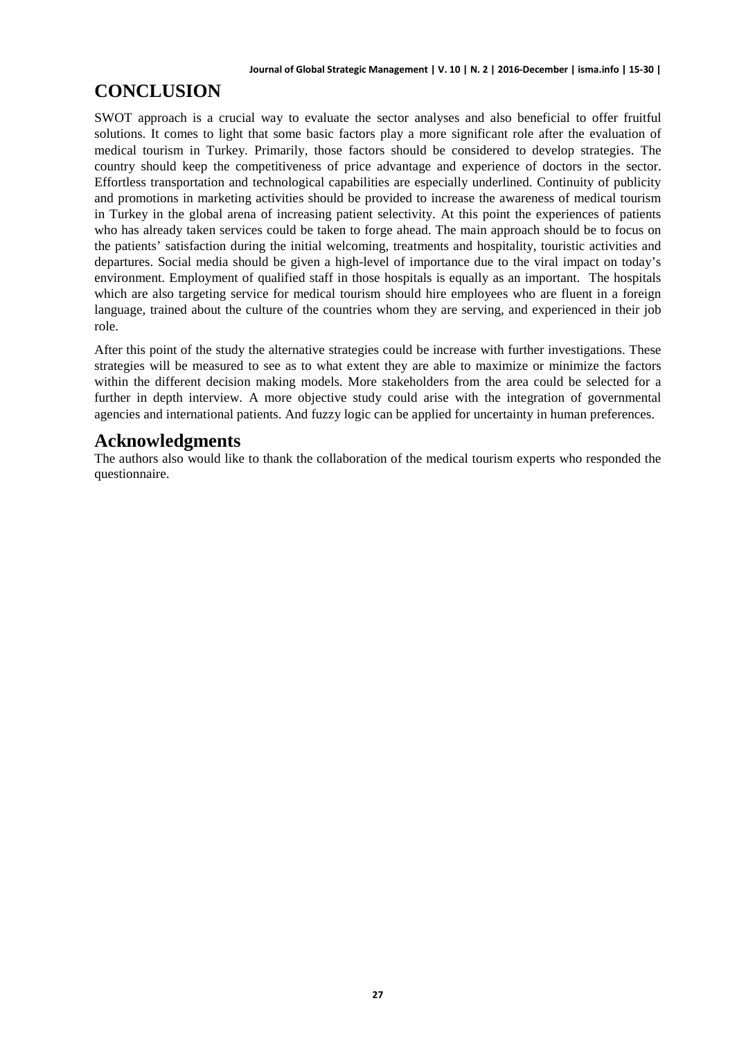# CONCLUSION

SWOT approach is a crucial way to evaluate the sector analyses and also beneficial to offer fruitful solutions. It comes to light that some basic factors play a more significant role after the evaluation of medical tourism in Turkey. Primarily, those factors should be considered to develop strategies. The country should keep the competitiveness of price advantage and experience of doctors in the sector. Effortless transportation and technological capabilities are especially underlined. Continuity of publicity and promotions in marketing activities should be provided to increase the awareness of medical tourism in Turkey in the global arena of increasing patient selectivity. At this point the experiences of patients who has already taken services could be taken to forge ahead. The main approach should be to focus on the patients' satisfaction during the initial welcoming, treatments and hospitality, touristic activities and departures. Social media should be given a high-level of importance due to the viral impact on today's environment. Employment of qualified staff in those hospitals is equally as an important. The hospitals which are also targeting service for medical tourism should hire employees who are fluent in a foreign language, trained about the culture of the countries whom they are serving, and experienced in their job role.

After this point of the study the alternative strategies could be increase with further investigations. These strategies will be measured to see as to what extent they are able to maximize or minimize the factors within the different decision making models. More stakeholders from the area could be selected for a further in depth interview. A more objective study could arise with the integration of governmental agencies and international patients. And fuzzy logic can be applied for uncertainty in human preferences.

## Acknowledgments

The authors also would like to thank the collaboration of the medical tourism experts who responded the questionnaire.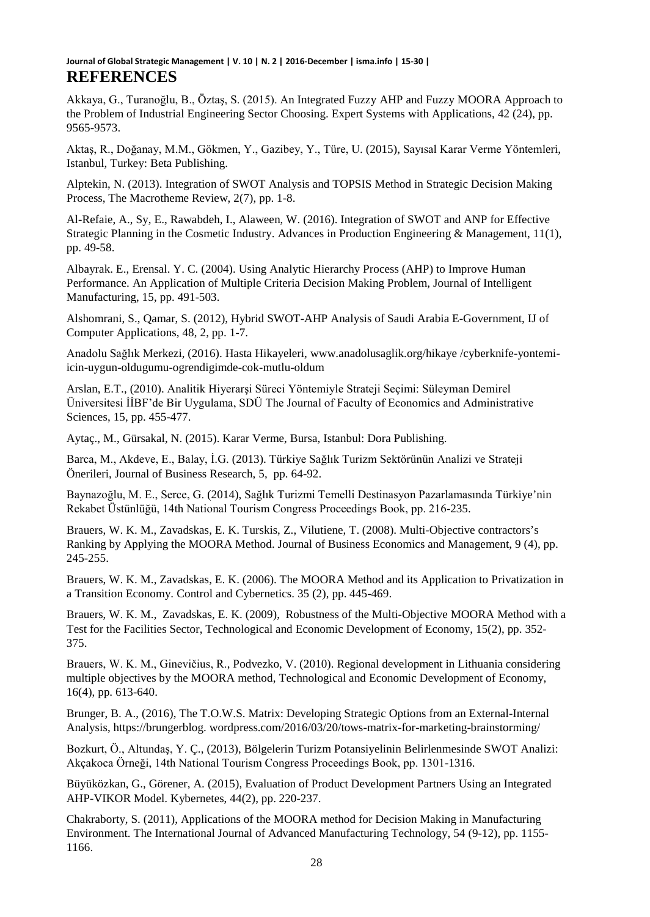## REFERENCES

Akkaya, G., Turanoğlu, B., Öztaş, S. (2015). An Integrated Fuzzy AHP and Fuzzy MOORA Approach to the Problem of Industrial Engineering Sector Choosing. Expert Systems with Applications, 42 (24), pp. 9565-9573.

Aktaş, R., Doğanay, M.M., Gökmen, Y., Gazibey, Y., Türe, U. (2015), Sayısal Karar Verme Yöntemleri, Istanbul, Turkey: Beta Publishing.

Alptekin, N. (2013). Integration of SWOT Analysis and TOPSIS Method in Strategic Decision Making Process, The Macrotheme Review, 2(7), pp. 1-8.

Al-Refaie, A., Sy, E., Rawabdeh, I., Alaween, W. (2016). Integration of SWOT and ANP for Effective Strategic Planning in the Cosmetic Industry. Advances in Production Engineering & Management, 11(1), pp. 49-58.

Albayrak. E., Erensal. Y. C. (2004). Using Analytic Hierarchy Process (AHP) to Improve Human Performance. An Application of Multiple Criteria Decision Making Problem, Journal of Intelligent Manufacturing, 15, pp. 491-503.

Alshomrani, S., Qamar, S. (2012), Hybrid SWOT-AHP Analysis of Saudi Arabia E-Government, IJ of Computer Applications, 48, 2, pp. 1-7.

Anadolu Sağlık Merkezi, (2016). Hasta Hikayeleri, www.anadolusaglik.org/hikaye /cyberknife-yontemi-icin-uygun-oldugumu-ogrendigimde-cok-mutlu-oldum

Arslan, E.T., (2010). Analitik Hiyerarşi Süreci Yöntemiyle Strateji Seçimi: Süleyman Demirel Üniversitesi İİBF'de Bir Uygulama, SDÜ The Journal of Faculty of Economics and Administrative Sciences, 15, pp. 455-477.

Aytaç., M., Gürsakal, N. (2015). Karar Verme, Bursa, Istanbul: Dora Publishing.

Barca, M., Akdeve, E., Balay, İ.G. (2013). Türkiye Sağlık Turizm Sektörünün Analizi ve Strateji Önerileri, Journal of Business Research, 5, pp. 64-92.

Baynazoğlu, M. E., Serce, G. (2014), Sağlık Turizmi Temelli Destinasyon Pazarlamasında Türkiye'nin Rekabet Üstünlüğü, 14th National Tourism Congress Proceedings Book, pp. 216-235.

Brauers, W. K. M., Zavadskas, E. K. Turskis, Z., Vilutiene, T. (2008). Multi-Objective contractors's Ranking by Applying the MOORA Method. Journal of Business Economics and Management, 9 (4), pp. 245-255.

Brauers, W. K. M., Zavadskas, E. K. (2006). The MOORA Method and its Application to Privatization in a Transition Economy. Control and Cybernetics. 35 (2), pp. 445-469.

Brauers, W. K. M., Zavadskas, E. K. (2009), Robustness of the Multi-Objective MOORA Method with a Test for the Facilities Sector, Technological and Economic Development of Economy, 15(2), pp. 352-375.

Brauers, W. K. M., Ginevičius, R., Podvezko, V. (2010). Regional development in Lithuania considering multiple objectives by the MOORA method, Technological and Economic Development of Economy, 16(4), pp. 613-640.

Brunger, B. A., (2016), The T.O.W.S. Matrix: Developing Strategic Options from an External-Internal Analysis, https://brungerblog. wordpress.com/2016/03/20/tows-matrix-for-marketing-brainstorming/

Bozkurt, Ö., Altundaş, Y. Ç., (2013), Bölgelerin Turizm Potansiyelinin Belirlenmesinde SWOT Analizi: Akçakoca Örneği, 14th National Tourism Congress Proceedings Book, pp. 1301-1316.

Büyüközkan, G., Görener, A. (2015), Evaluation of Product Development Partners Using an Integrated AHP-VIKOR Model. Kybernetes, 44(2), pp. 220-237.

Chakraborty, S. (2011), Applications of the MOORA method for Decision Making in Manufacturing Environment. The International Journal of Advanced Manufacturing Technology, 54 (9-12), pp. 1155-1166.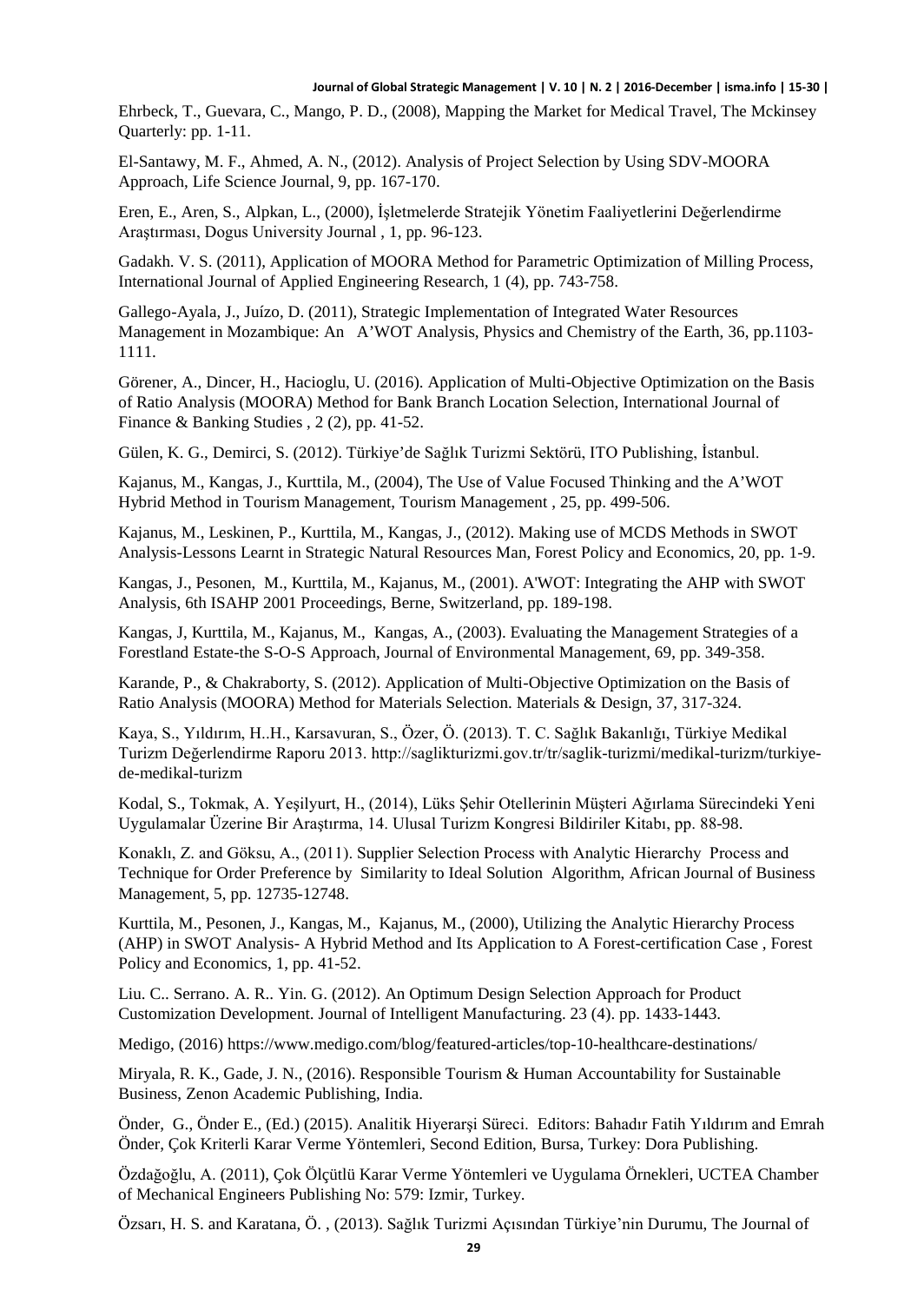Ehrbeck, T., Guevara, C., Mango, P. D., (2008), Mapping the Market for Medical Travel, The Mckinsey Quarterly: pp. 1-11.

El-Santawy, M. F., Ahmed, A. N., (2012). Analysis of Project Selection by Using SDV-MOORA Approach, Life Science Journal, 9, pp. 167-170.

Eren, E., Aren, S., Alpkan, L., (2000), İşletmelerde Stratejik Yönetim Faaliyetlerini Değerlendirme Araştırması, Dogus University Journal , 1, pp. 96-123.

Gadakh. V. S. (2011), Application of MOORA Method for Parametric Optimization of Milling Process, International Journal of Applied Engineering Research, 1 (4), pp. 743-758.

Gallego-Ayala, J., Juízo, D. (2011), Strategic Implementation of Integrated Water Resources Management in Mozambique: An A'WOT Analysis, Physics and Chemistry of the Earth, 36, pp.1103-1111.

Görener, A., Dincer, H., Hacioglu, U. (2016). Application of Multi-Objective Optimization on the Basis of Ratio Analysis (MOORA) Method for Bank Branch Location Selection, International Journal of Finance & Banking Studies , 2 (2), pp. 41-52.

Gülen, K. G., Demirci, S. (2012). Türkiye'de Sağlık Turizmi Sektörü, ITO Publishing, İstanbul.

Kajanus, M., Kangas, J., Kurttila, M., (2004), The Use of Value Focused Thinking and the A'WOT Hybrid Method in Tourism Management, Tourism Management , 25, pp. 499-506.

Kajanus, M., Leskinen, P., Kurttila, M., Kangas, J., (2012). Making use of MCDS Methods in SWOT Analysis-Lessons Learnt in Strategic Natural Resources Man, Forest Policy and Economics, 20, pp. 1-9.

Kangas, J., Pesonen, M., Kurttila, M., Kajanus, M., (2001). A'WOT: Integrating the AHP with SWOT Analysis, 6th ISAHP 2001 Proceedings, Berne, Switzerland, pp. 189-198.

Kangas, J, Kurttila, M., Kajanus, M., Kangas, A., (2003). Evaluating the Management Strategies of a Forestland Estate-the S-O-S Approach, Journal of Environmental Management, 69, pp. 349-358.

Karande, P., & Chakraborty, S. (2012). Application of Multi-Objective Optimization on the Basis of Ratio Analysis (MOORA) Method for Materials Selection. Materials & Design, 37, 317-324.

Kaya, S., Yıldırım, H..H., Karsavuran, S., Özer, Ö. (2013). T. C. Sağlık Bakanlığı, Türkiye Medikal Turizm Değerlendirme Raporu 2013. http://saglikturizmi.gov.tr/tr/saglik-turizmi/medikal-turizm/turkiye-de-medikal-turizm

Kodal, S., Tokmak, A. Yeşilyurt, H., (2014), Lüks Şehir Otellerinin Müşteri Ağırlama Sürecindeki Yeni Uygulamalar Üzerine Bir Araştırma, 14. Ulusal Turizm Kongresi Bildiriler Kitabı, pp. 88-98.

Konaklı, Z. and Göksu, A., (2011). Supplier Selection Process with Analytic Hierarchy Process and Technique for Order Preference by Similarity to Ideal Solution Algorithm, African Journal of Business Management, 5, pp. 12735-12748.

Kurttila, M., Pesonen, J., Kangas, M., Kajanus, M., (2000), Utilizing the Analytic Hierarchy Process (AHP) in SWOT Analysis- A Hybrid Method and Its Application to A Forest-certification Case , Forest Policy and Economics, 1, pp. 41-52.

Liu. C.. Serrano. A. R.. Yin. G. (2012). An Optimum Design Selection Approach for Product Customization Development. Journal of Intelligent Manufacturing. 23 (4). pp. 1433-1443.

Medigo, (2016) https://www.medigo.com/blog/featured-articles/top-10-healthcare-destinations/

Miryala, R. K., Gade, J. N., (2016). Responsible Tourism & Human Accountability for Sustainable Business, Zenon Academic Publishing, India.

Önder, G., Önder E., (Ed.) (2015). Analitik Hiyerarşi Süreci. Editors: Bahadır Fatih Yıldırım and Emrah Önder, Çok Kriterli Karar Verme Yöntemleri, Second Edition, Bursa, Turkey: Dora Publishing.

Özdağoğlu, A. (2011), Çok Ölçütlü Karar Verme Yöntemleri ve Uygulama Örnekleri, UCTEA Chamber of Mechanical Engineers Publishing No: 579: Izmir, Turkey.

Özsarı, H. S. and Karatana, Ö. , (2013). Sağlık Turizmi Açısından Türkiye'nin Durumu, The Journal of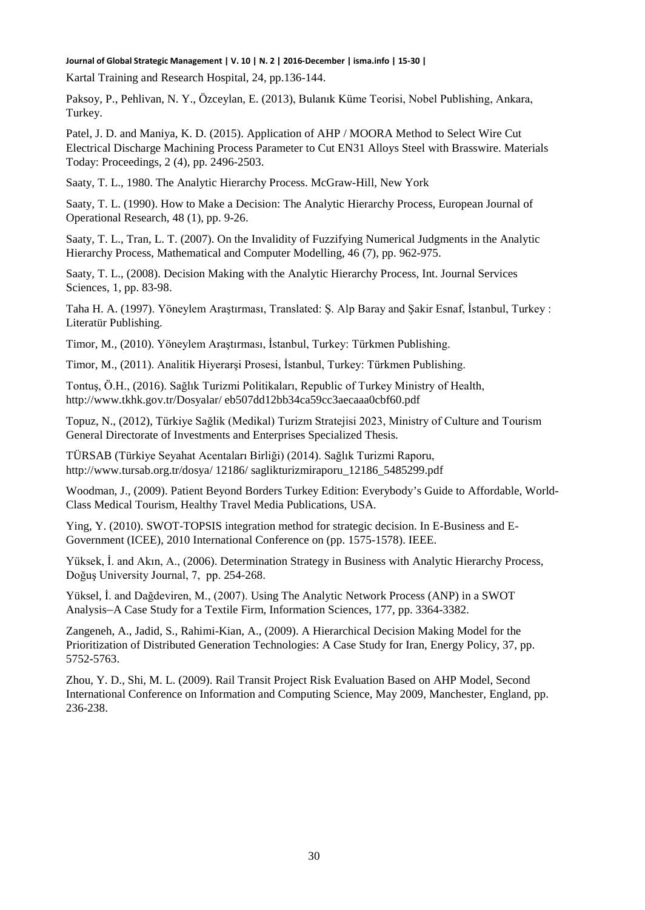Kartal Training and Research Hospital, 24, pp.136-144.

Paksoy, P., Pehlivan, N. Y., Özceylan, E. (2013), Bulanık Küme Teorisi, Nobel Publishing, Ankara, Turkey.

Patel, J. D. and Maniya, K. D. (2015). Application of AHP / MOORA Method to Select Wire Cut Electrical Discharge Machining Process Parameter to Cut EN31 Alloys Steel with Brasswire. Materials Today: Proceedings, 2 (4), pp. 2496-2503.

Saaty, T. L., 1980. The Analytic Hierarchy Process. McGraw-Hill, New York

Saaty, T. L. (1990). How to Make a Decision: The Analytic Hierarchy Process, European Journal of Operational Research, 48 (1), pp. 9-26.

Saaty, T. L., Tran, L. T. (2007). On the Invalidity of Fuzzifying Numerical Judgments in the Analytic Hierarchy Process, Mathematical and Computer Modelling, 46 (7), pp. 962-975.

Saaty, T. L., (2008). Decision Making with the Analytic Hierarchy Process, Int. Journal Services Sciences, 1, pp. 83-98.

Taha H. A. (1997). Yöneylem Araştırması, Translated: Ş. Alp Baray and Şakir Esnaf, İstanbul, Turkey : Literatür Publishing.

Timor, M., (2010). Yöneylem Araştırması, İstanbul, Turkey: Türkmen Publishing.

Timor, M., (2011). Analitik Hiyerarşi Prosesi, İstanbul, Turkey: Türkmen Publishing.

Tontuş, Ö.H., (2016). Sağlık Turizmi Politikaları, Republic of Turkey Ministry of Health, http://www.tkhk.gov.tr/Dosyalar/ eb507dd12bb34ca59cc3aecaaa0cbf60.pdf

Topuz, N., (2012), Türkiye Sağlik (Medikal) Turizm Stratejisi 2023, Ministry of Culture and Tourism General Directorate of Investments and Enterprises Specialized Thesis.

TÜRSAB (Türkiye Seyahat Acentaları Birliği) (2014). Sağlık Turizmi Raporu, http://www.tursab.org.tr/dosya/ 12186/ saglikturizmiraporu_12186_5485299.pdf

Woodman, J., (2009). Patient Beyond Borders Turkey Edition: Everybody's Guide to Affordable, World-Class Medical Tourism, Healthy Travel Media Publications, USA.

Ying, Y. (2010). SWOT-TOPSIS integration method for strategic decision. In E-Business and E-Government (ICEE), 2010 International Conference on (pp. 1575-1578). IEEE.

Yüksek, İ. and Akın, A., (2006). Determination Strategy in Business with Analytic Hierarchy Process, Doğuş University Journal, 7, pp. 254-268.

Yüksel, İ. and Dağdeviren, M., (2007). Using The Analytic Network Process (ANP) in a SWOT Analysis–A Case Study for a Textile Firm, Information Sciences, 177, pp. 3364-3382.

Zangeneh, A., Jadid, S., Rahimi-Kian, A., (2009). A Hierarchical Decision Making Model for the Prioritization of Distributed Generation Technologies: A Case Study for Iran, Energy Policy, 37, pp. 5752-5763.

Zhou, Y. D., Shi, M. L. (2009). Rail Transit Project Risk Evaluation Based on AHP Model, Second International Conference on Information and Computing Science, May 2009, Manchester, England, pp. 236-238.